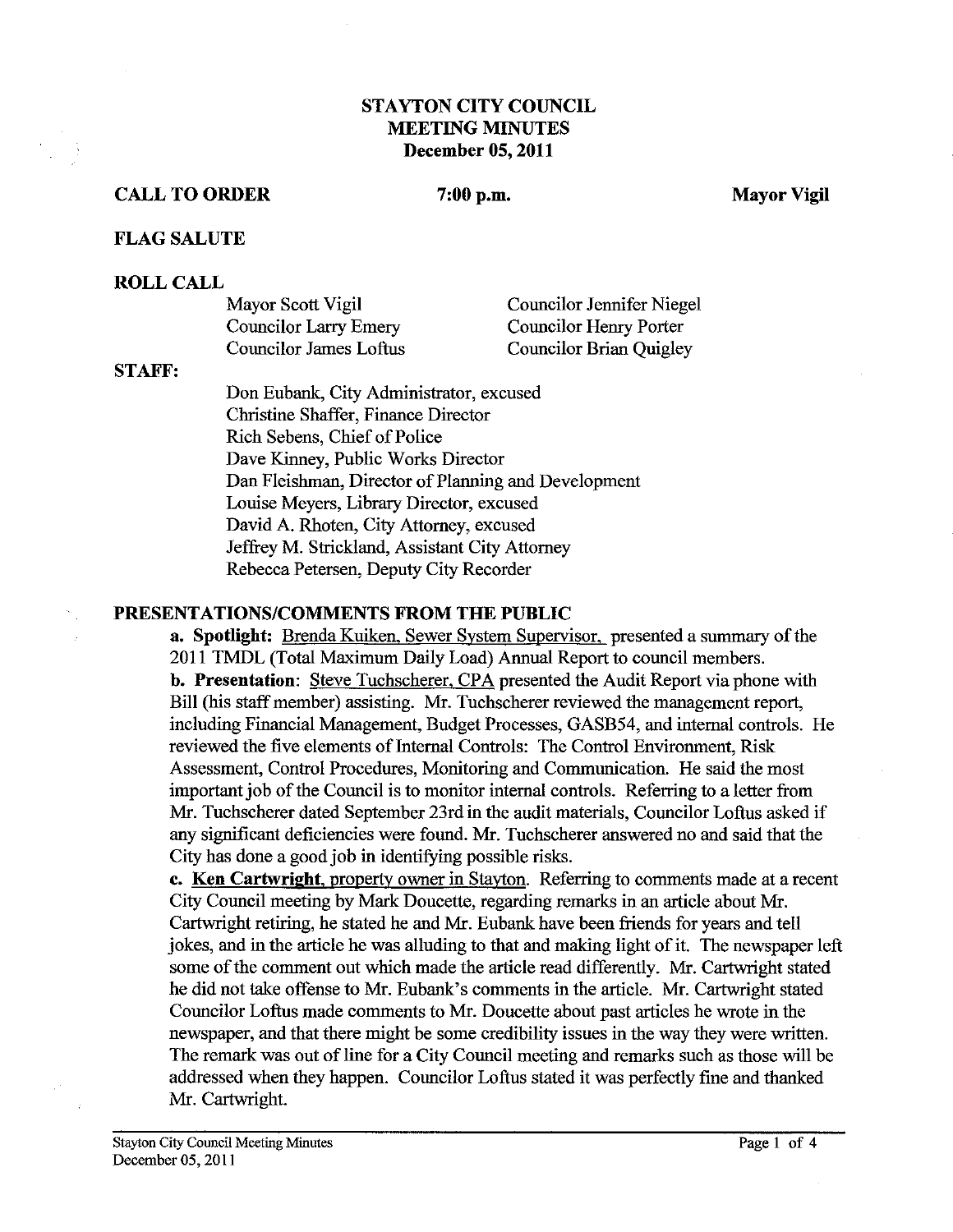# STAYTON CITY COUNCIL
# MEETING MINUTES
# December 05, 2011

**CALL TO ORDER** **7:00 p.m.** **Mayor Vigil**

**FLAG SALUTE**

**ROLL CALL**

Mayor Scott Vigil
Councilor Larry Emery
Councilor James Loftus
Councilor Jennifer Niegel
Councilor Henry Porter
Councilor Brian Quigley

**STAFF:**

Don Eubank, City Administrator, excused
Christine Shaffer, Finance Director
Rich Sebens, Chief of Police
Dave Kinney, Public Works Director
Dan Fleishman, Director of Planning and Development
Louise Meyers, Library Director, excused
David A. Rhoten, City Attorney, excused
Jeffrey M. Strickland, Assistant City Attorney
Rebecca Petersen, Deputy City Recorder

**PRESENTATIONS/COMMENTS FROM THE PUBLIC**

**a. Spotlight:** Brenda Kuiken, Sewer System Supervisor, presented a summary of the 2011 TMDL (Total Maximum Daily Load) Annual Report to council members.

**b. Presentation:** Steve Tuchscherer, CPA presented the Audit Report via phone with Bill (his staff member) assisting. Mr. Tuchscherer reviewed the management report, including Financial Management, Budget Processes, GASB54, and internal controls. He reviewed the five elements of Internal Controls: The Control Environment, Risk Assessment, Control Procedures, Monitoring and Communication. He said the most important job of the Council is to monitor internal controls. Referring to a letter from Mr. Tuchscherer dated September 23rd in the audit materials, Councilor Loftus asked if any significant deficiencies were found. Mr. Tuchscherer answered no and said that the City has done a good job in identifying possible risks.

**c. Ken Cartwright, property owner in Stayton.** Referring to comments made at a recent City Council meeting by Mark Doucette, regarding remarks in an article about Mr. Cartwright retiring, he stated he and Mr. Eubank have been friends for years and tell jokes, and in the article he was alluding to that and making light of it. The newspaper left some of the comment out which made the article read differently. Mr. Cartwright stated he did not take offense to Mr. Eubank's comments in the article. Mr. Cartwright stated Councilor Loftus made comments to Mr. Doucette about past articles he wrote in the newspaper, and that there might be some credibility issues in the way they were written. The remark was out of line for a City Council meeting and remarks such as those will be addressed when they happen. Councilor Loftus stated it was perfectly fine and thanked Mr. Cartwright.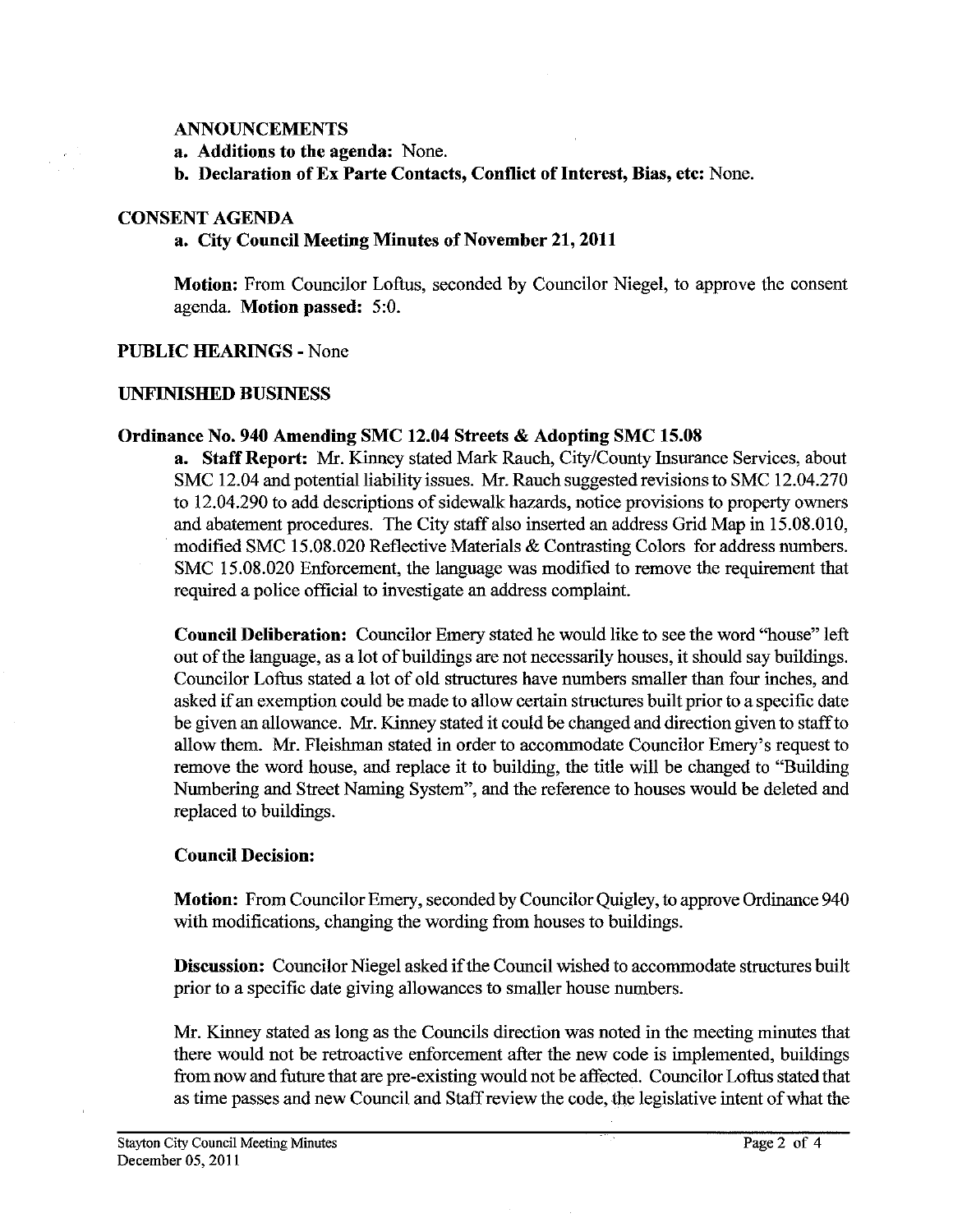**ANNOUNCEMENTS**

**a. Additions to the agenda:** None.

**b. Declaration of Ex Parte Contacts, Conflict of Interest, Bias, etc:** None.

**CONSENT AGENDA**

**a. City Council Meeting Minutes of November 21, 2011**

**Motion:** From Councilor Loftus, seconded by Councilor Niegel, to approve the consent agenda. **Motion passed:** 5:0.

**PUBLIC HEARINGS** - None

**UNFINISHED BUSINESS**

**Ordinance No. 940 Amending SMC 12.04 Streets & Adopting SMC 15.08**

**a. Staff Report:** Mr. Kinney stated Mark Rauch, City/County Insurance Services, about SMC 12.04 and potential liability issues. Mr. Rauch suggested revisions to SMC 12.04.270 to 12.04.290 to add descriptions of sidewalk hazards, notice provisions to property owners and abatement procedures. The City staff also inserted an address Grid Map in 15.08.010, modified SMC 15.08.020 Reflective Materials & Contrasting Colors for address numbers. SMC 15.08.020 Enforcement, the language was modified to remove the requirement that required a police official to investigate an address complaint.

**Council Deliberation:** Councilor Emery stated he would like to see the word "house" left out of the language, as a lot of buildings are not necessarily houses, it should say buildings. Councilor Loftus stated a lot of old structures have numbers smaller than four inches, and asked if an exemption could be made to allow certain structures built prior to a specific date be given an allowance. Mr. Kinney stated it could be changed and direction given to staff to allow them. Mr. Fleishman stated in order to accommodate Councilor Emery's request to remove the word house, and replace it to building, the title will be changed to "Building Numbering and Street Naming System", and the reference to houses would be deleted and replaced to buildings.

**Council Decision:**

**Motion:** From Councilor Emery, seconded by Councilor Quigley, to approve Ordinance 940 with modifications, changing the wording from houses to buildings.

**Discussion:** Councilor Niegel asked if the Council wished to accommodate structures built prior to a specific date giving allowances to smaller house numbers.

Mr. Kinney stated as long as the Councils direction was noted in the meeting minutes that there would not be retroactive enforcement after the new code is implemented, buildings from now and future that are pre-existing would not be affected. Councilor Loftus stated that as time passes and new Council and Staff review the code, the legislative intent of what the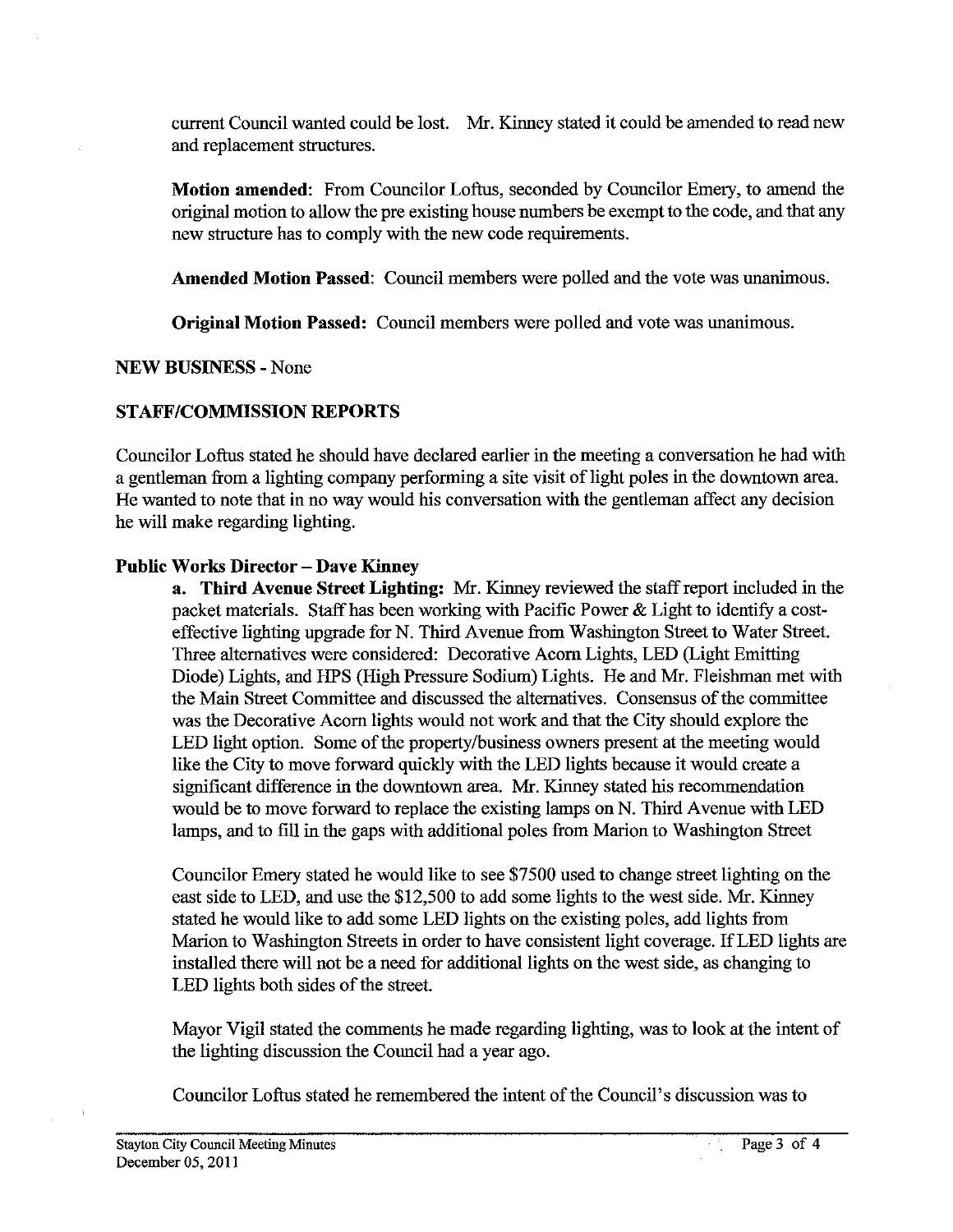current Council wanted could be lost. Mr. Kinney stated it could be amended to read new and replacement structures.

**Motion amended**: From Councilor Loftus, seconded by Councilor Emery, to amend the original motion to allow the pre existing house numbers be exempt to the code, and that any new structure has to comply with the new code requirements.

**Amended Motion Passed**: Council members were polled and the vote was unanimous.

**Original Motion Passed:** Council members were polled and vote was unanimous.

## NEW BUSINESS - None

## STAFF/COMMISSION REPORTS

Councilor Loftus stated he should have declared earlier in the meeting a conversation he had with a gentleman from a lighting company performing a site visit of light poles in the downtown area. He wanted to note that in no way would his conversation with the gentleman affect any decision he will make regarding lighting.

### Public Works Director – Dave Kinney

**a. Third Avenue Street Lighting:** Mr. Kinney reviewed the staff report included in the packet materials. Staff has been working with Pacific Power & Light to identify a cost-effective lighting upgrade for N. Third Avenue from Washington Street to Water Street. Three alternatives were considered: Decorative Acorn Lights, LED (Light Emitting Diode) Lights, and HPS (High Pressure Sodium) Lights. He and Mr. Fleishman met with the Main Street Committee and discussed the alternatives. Consensus of the committee was the Decorative Acorn lights would not work and that the City should explore the LED light option. Some of the property/business owners present at the meeting would like the City to move forward quickly with the LED lights because it would create a significant difference in the downtown area. Mr. Kinney stated his recommendation would be to move forward to replace the existing lamps on N. Third Avenue with LED lamps, and to fill in the gaps with additional poles from Marion to Washington Street

Councilor Emery stated he would like to see $7500 used to change street lighting on the east side to LED, and use the $12,500 to add some lights to the west side. Mr. Kinney stated he would like to add some LED lights on the existing poles, add lights from Marion to Washington Streets in order to have consistent light coverage. If LED lights are installed there will not be a need for additional lights on the west side, as changing to LED lights both sides of the street.

Mayor Vigil stated the comments he made regarding lighting, was to look at the intent of the lighting discussion the Council had a year ago.

Councilor Loftus stated he remembered the intent of the Council's discussion was to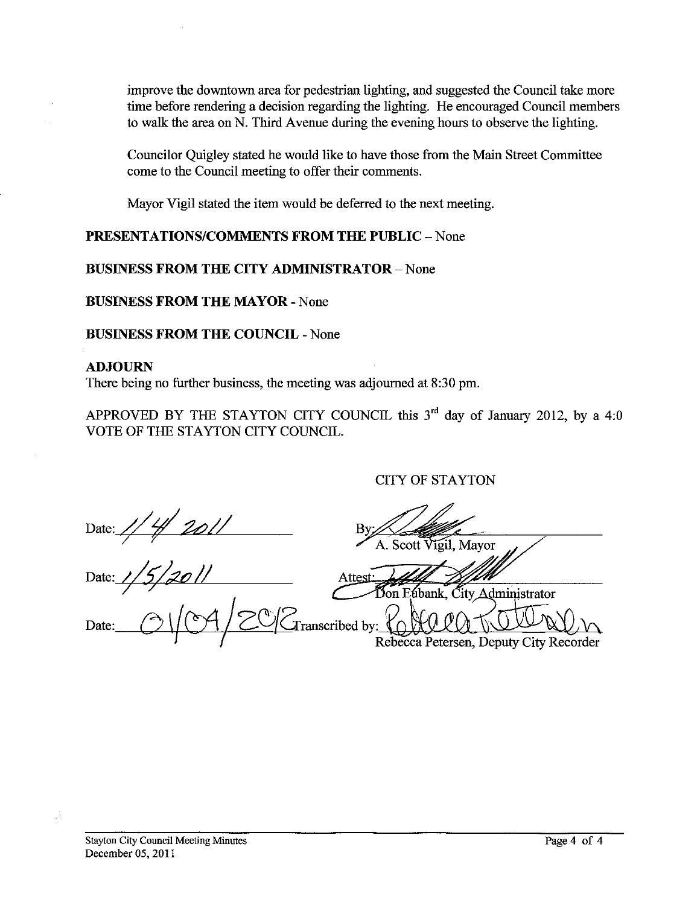improve the downtown area for pedestrian lighting, and suggested the Council take more time before rendering a decision regarding the lighting. He encouraged Council members to walk the area on N. Third Avenue during the evening hours to observe the lighting.

Councilor Quigley stated he would like to have those from the Main Street Committee come to the Council meeting to offer their comments.

Mayor Vigil stated the item would be deferred to the next meeting.

**PRESENTATIONS/COMMENTS FROM THE PUBLIC** – None

**BUSINESS FROM THE CITY ADMINISTRATOR** – None

**BUSINESS FROM THE MAYOR** - None

**BUSINESS FROM THE COUNCIL** - None

**ADJOURN**

There being no further business, the meeting was adjourned at 8:30 pm.

APPROVED BY THE STAYTON CITY COUNCIL this 3rd day of January 2012, by a 4:0 VOTE OF THE STAYTON CITY COUNCIL.

CITY OF STAYTON

Date: 1/4/2011 By: A. Scott Vigil, Mayor

Date: 1/5/2011 Attest: Don Eubank, City Administrator

Date: 01/04/2012 Transcribed by: Rebecca Petersen, Deputy City Recorder